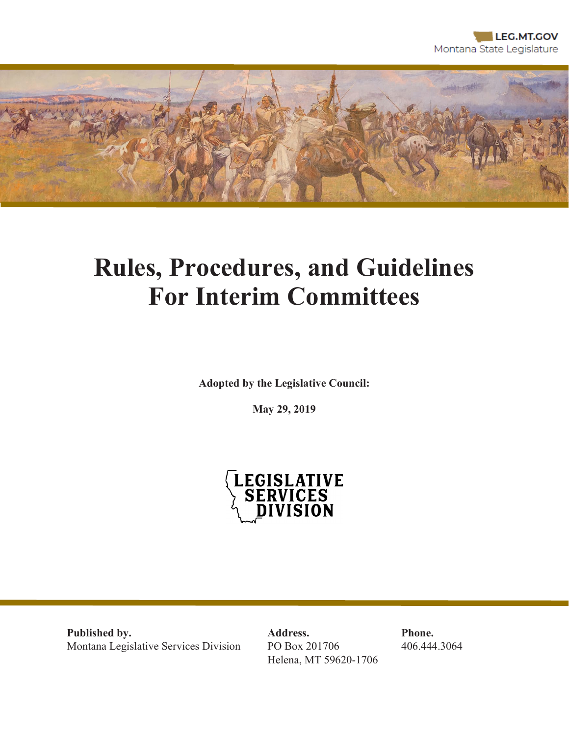LEG.MT.GOV
Montana State Legislature

# Rules, Procedures, and Guidelines For Interim Committees

**Adopted by the Legislative Council:**

**May 29, 2019**

LEGISLATIVE SERVICES DIVISION

**Published by.**
Montana Legislative Services Division

**Address.**
PO Box 201706
Helena, MT 59620-1706

**Phone.**
406.444.3064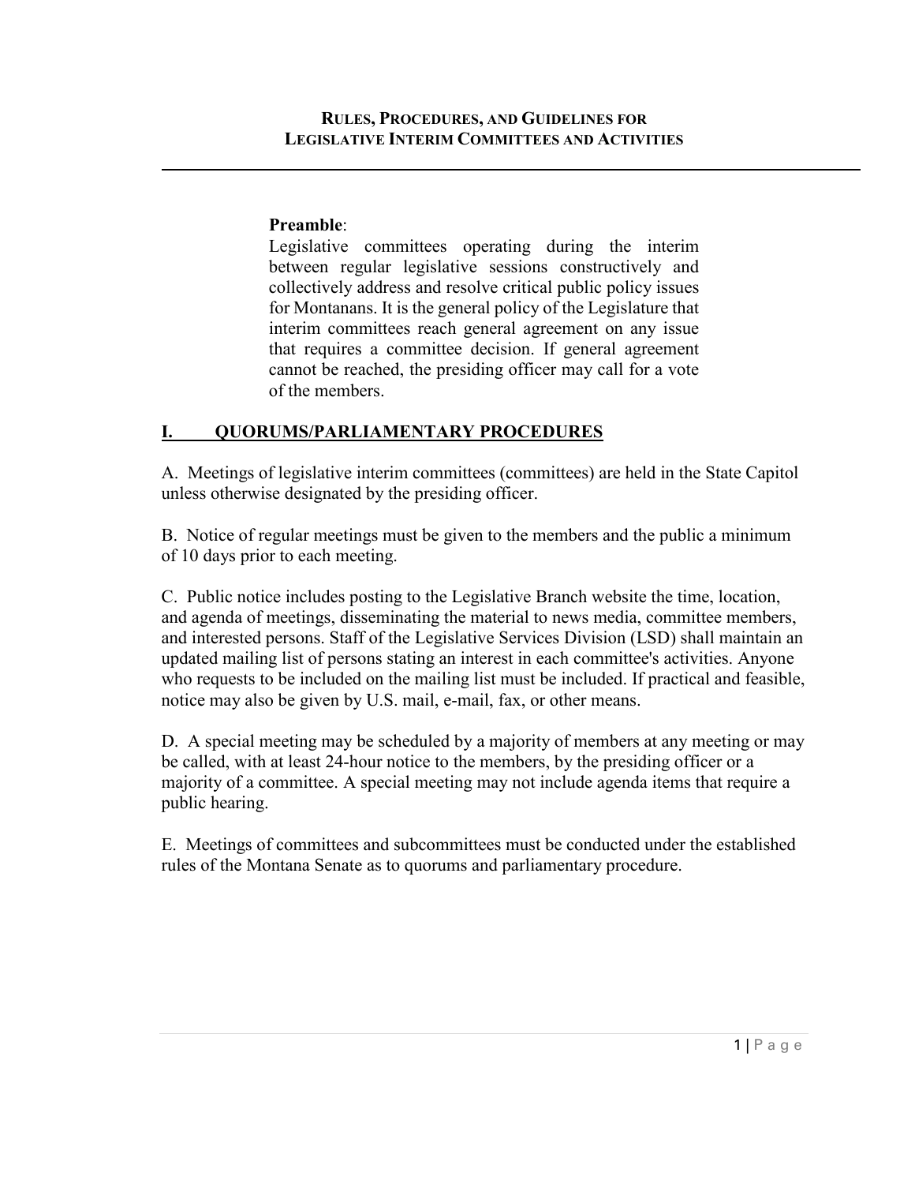# RULES, PROCEDURES, AND GUIDELINES FOR LEGISLATIVE INTERIM COMMITTEES AND ACTIVITIES

**Preamble**:
Legislative committees operating during the interim between regular legislative sessions constructively and collectively address and resolve critical public policy issues for Montanans. It is the general policy of the Legislature that interim committees reach general agreement on any issue that requires a committee decision. If general agreement cannot be reached, the presiding officer may call for a vote of the members.

## I. QUORUMS/PARLIAMENTARY PROCEDURES

A. Meetings of legislative interim committees (committees) are held in the State Capitol unless otherwise designated by the presiding officer.

B. Notice of regular meetings must be given to the members and the public a minimum of 10 days prior to each meeting.

C. Public notice includes posting to the Legislative Branch website the time, location, and agenda of meetings, disseminating the material to news media, committee members, and interested persons. Staff of the Legislative Services Division (LSD) shall maintain an updated mailing list of persons stating an interest in each committee's activities. Anyone who requests to be included on the mailing list must be included. If practical and feasible, notice may also be given by U.S. mail, e-mail, fax, or other means.

D. A special meeting may be scheduled by a majority of members at any meeting or may be called, with at least 24-hour notice to the members, by the presiding officer or a majority of a committee. A special meeting may not include agenda items that require a public hearing.

E. Meetings of committees and subcommittees must be conducted under the established rules of the Montana Senate as to quorums and parliamentary procedure.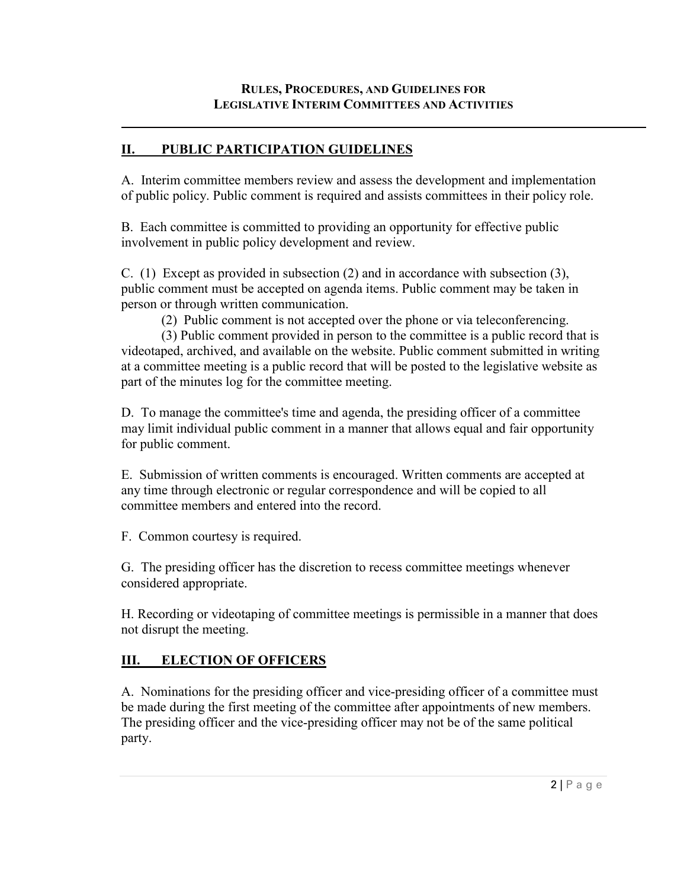## II. PUBLIC PARTICIPATION GUIDELINES

A. Interim committee members review and assess the development and implementation of public policy. Public comment is required and assists committees in their policy role.

B. Each committee is committed to providing an opportunity for effective public involvement in public policy development and review.

C. (1) Except as provided in subsection (2) and in accordance with subsection (3), public comment must be accepted on agenda items. Public comment may be taken in person or through written communication.

(2) Public comment is not accepted over the phone or via teleconferencing.

(3) Public comment provided in person to the committee is a public record that is videotaped, archived, and available on the website. Public comment submitted in writing at a committee meeting is a public record that will be posted to the legislative website as part of the minutes log for the committee meeting.

D. To manage the committee's time and agenda, the presiding officer of a committee may limit individual public comment in a manner that allows equal and fair opportunity for public comment.

E. Submission of written comments is encouraged. Written comments are accepted at any time through electronic or regular correspondence and will be copied to all committee members and entered into the record.

F. Common courtesy is required.

G. The presiding officer has the discretion to recess committee meetings whenever considered appropriate.

H. Recording or videotaping of committee meetings is permissible in a manner that does not disrupt the meeting.

## III. ELECTION OF OFFICERS

A. Nominations for the presiding officer and vice-presiding officer of a committee must be made during the first meeting of the committee after appointments of new members. The presiding officer and the vice-presiding officer may not be of the same political party.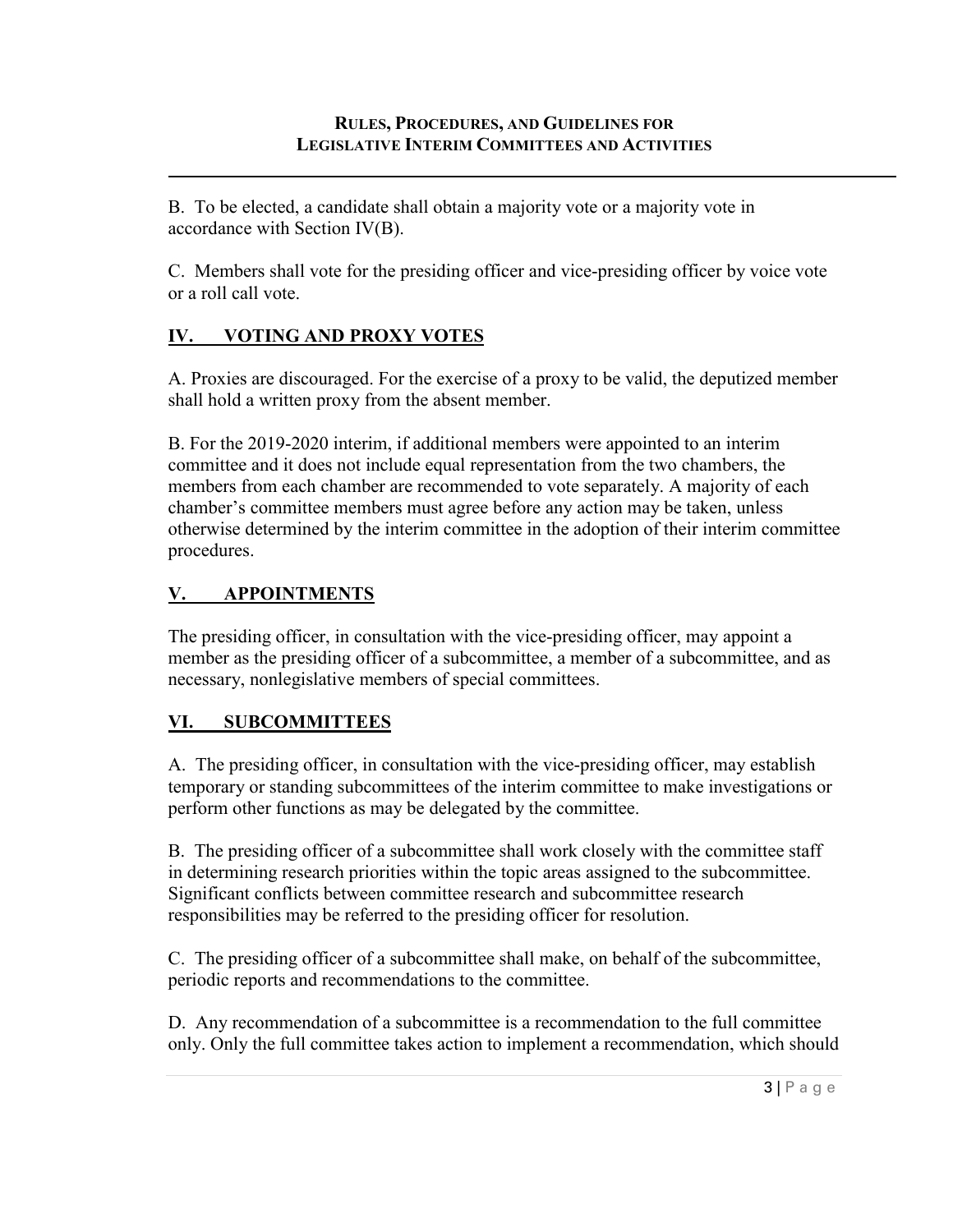B. To be elected, a candidate shall obtain a majority vote or a majority vote in accordance with Section IV(B).

C. Members shall vote for the presiding officer and vice-presiding officer by voice vote or a roll call vote.

## IV. VOTING AND PROXY VOTES

A. Proxies are discouraged. For the exercise of a proxy to be valid, the deputized member shall hold a written proxy from the absent member.

B. For the 2019-2020 interim, if additional members were appointed to an interim committee and it does not include equal representation from the two chambers, the members from each chamber are recommended to vote separately. A majority of each chamber's committee members must agree before any action may be taken, unless otherwise determined by the interim committee in the adoption of their interim committee procedures.

## V. APPOINTMENTS

The presiding officer, in consultation with the vice-presiding officer, may appoint a member as the presiding officer of a subcommittee, a member of a subcommittee, and as necessary, nonlegislative members of special committees.

## VI. SUBCOMMITTEES

A. The presiding officer, in consultation with the vice-presiding officer, may establish temporary or standing subcommittees of the interim committee to make investigations or perform other functions as may be delegated by the committee.

B. The presiding officer of a subcommittee shall work closely with the committee staff in determining research priorities within the topic areas assigned to the subcommittee. Significant conflicts between committee research and subcommittee research responsibilities may be referred to the presiding officer for resolution.

C. The presiding officer of a subcommittee shall make, on behalf of the subcommittee, periodic reports and recommendations to the committee.

D. Any recommendation of a subcommittee is a recommendation to the full committee only. Only the full committee takes action to implement a recommendation, which should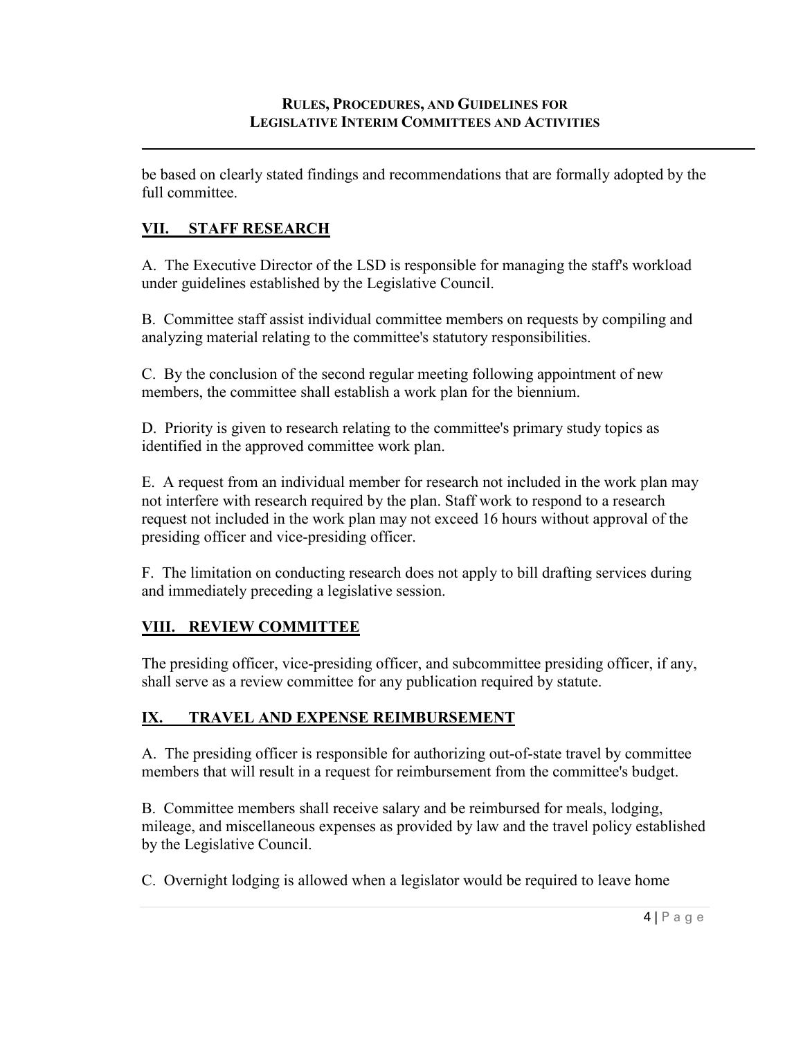be based on clearly stated findings and recommendations that are formally adopted by the full committee.

## VII. STAFF RESEARCH

A. The Executive Director of the LSD is responsible for managing the staff's workload under guidelines established by the Legislative Council.

B. Committee staff assist individual committee members on requests by compiling and analyzing material relating to the committee's statutory responsibilities.

C. By the conclusion of the second regular meeting following appointment of new members, the committee shall establish a work plan for the biennium.

D. Priority is given to research relating to the committee's primary study topics as identified in the approved committee work plan.

E. A request from an individual member for research not included in the work plan may not interfere with research required by the plan. Staff work to respond to a research request not included in the work plan may not exceed 16 hours without approval of the presiding officer and vice-presiding officer.

F. The limitation on conducting research does not apply to bill drafting services during and immediately preceding a legislative session.

## VIII. REVIEW COMMITTEE

The presiding officer, vice-presiding officer, and subcommittee presiding officer, if any, shall serve as a review committee for any publication required by statute.

## IX. TRAVEL AND EXPENSE REIMBURSEMENT

A. The presiding officer is responsible for authorizing out-of-state travel by committee members that will result in a request for reimbursement from the committee's budget.

B. Committee members shall receive salary and be reimbursed for meals, lodging, mileage, and miscellaneous expenses as provided by law and the travel policy established by the Legislative Council.

C. Overnight lodging is allowed when a legislator would be required to leave home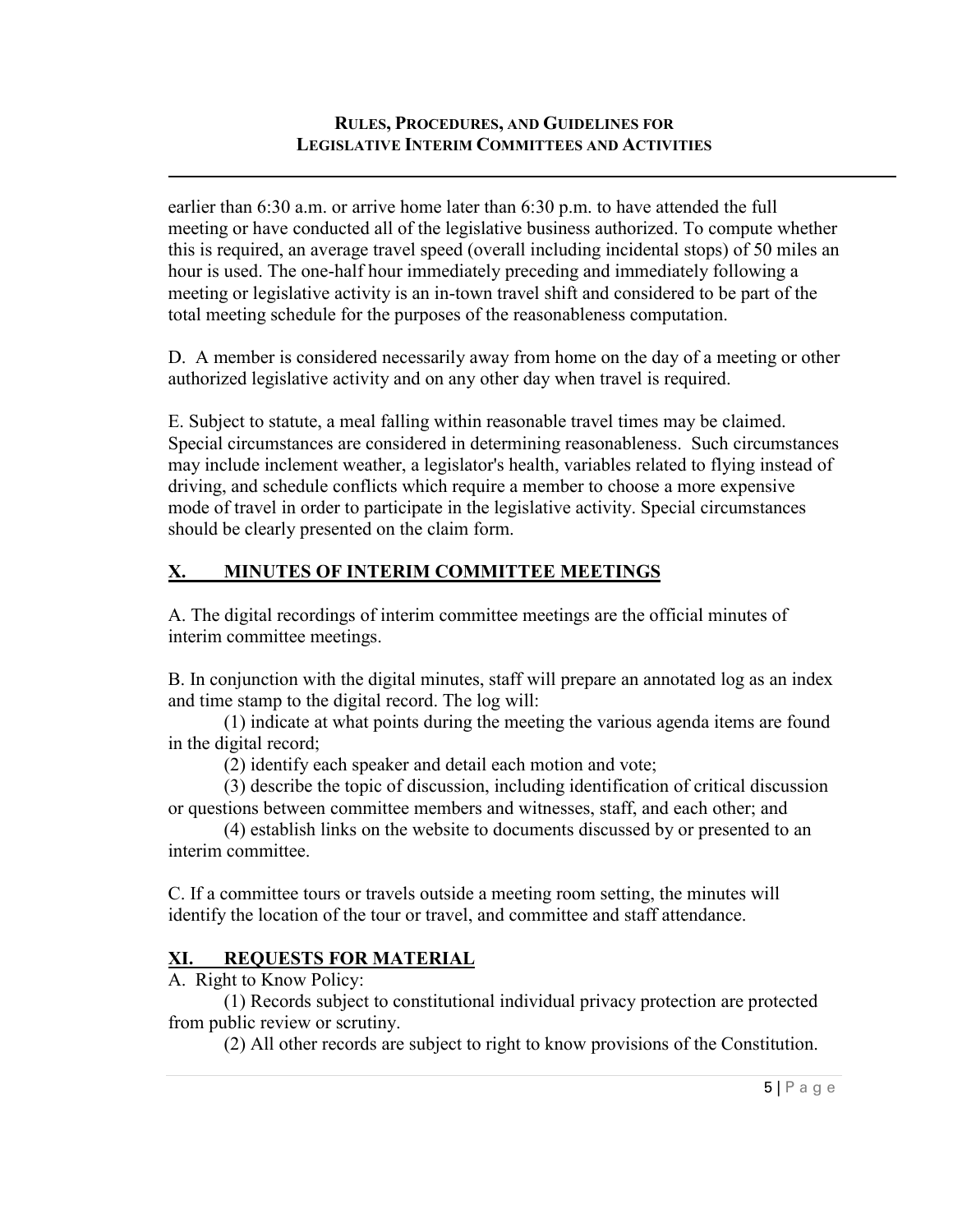earlier than 6:30 a.m. or arrive home later than 6:30 p.m. to have attended the full meeting or have conducted all of the legislative business authorized. To compute whether this is required, an average travel speed (overall including incidental stops) of 50 miles an hour is used. The one-half hour immediately preceding and immediately following a meeting or legislative activity is an in-town travel shift and considered to be part of the total meeting schedule for the purposes of the reasonableness computation.

D. A member is considered necessarily away from home on the day of a meeting or other authorized legislative activity and on any other day when travel is required.

E. Subject to statute, a meal falling within reasonable travel times may be claimed. Special circumstances are considered in determining reasonableness. Such circumstances may include inclement weather, a legislator's health, variables related to flying instead of driving, and schedule conflicts which require a member to choose a more expensive mode of travel in order to participate in the legislative activity. Special circumstances should be clearly presented on the claim form.

## X. MINUTES OF INTERIM COMMITTEE MEETINGS

A. The digital recordings of interim committee meetings are the official minutes of interim committee meetings.

B. In conjunction with the digital minutes, staff will prepare an annotated log as an index and time stamp to the digital record. The log will:

(1) indicate at what points during the meeting the various agenda items are found in the digital record;

(2) identify each speaker and detail each motion and vote;

(3) describe the topic of discussion, including identification of critical discussion or questions between committee members and witnesses, staff, and each other; and

(4) establish links on the website to documents discussed by or presented to an interim committee.

C. If a committee tours or travels outside a meeting room setting, the minutes will identify the location of the tour or travel, and committee and staff attendance.

## XI. REQUESTS FOR MATERIAL

A. Right to Know Policy:

(1) Records subject to constitutional individual privacy protection are protected from public review or scrutiny.

(2) All other records are subject to right to know provisions of the Constitution.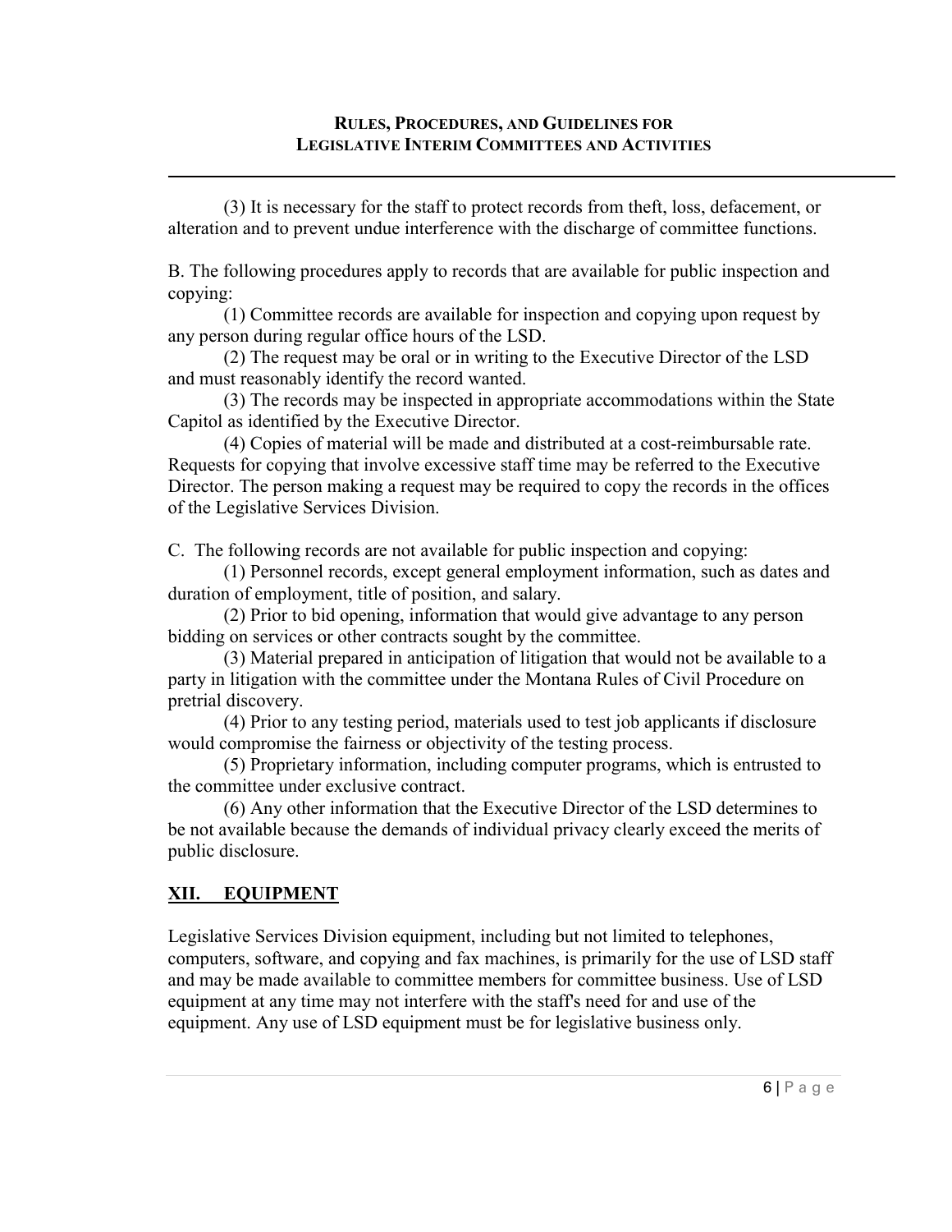(3) It is necessary for the staff to protect records from theft, loss, defacement, or alteration and to prevent undue interference with the discharge of committee functions.

B. The following procedures apply to records that are available for public inspection and copying:

(1) Committee records are available for inspection and copying upon request by any person during regular office hours of the LSD.

(2) The request may be oral or in writing to the Executive Director of the LSD and must reasonably identify the record wanted.

(3) The records may be inspected in appropriate accommodations within the State Capitol as identified by the Executive Director.

(4) Copies of material will be made and distributed at a cost-reimbursable rate. Requests for copying that involve excessive staff time may be referred to the Executive Director. The person making a request may be required to copy the records in the offices of the Legislative Services Division.

C. The following records are not available for public inspection and copying:

(1) Personnel records, except general employment information, such as dates and duration of employment, title of position, and salary.

(2) Prior to bid opening, information that would give advantage to any person bidding on services or other contracts sought by the committee.

(3) Material prepared in anticipation of litigation that would not be available to a party in litigation with the committee under the Montana Rules of Civil Procedure on pretrial discovery.

(4) Prior to any testing period, materials used to test job applicants if disclosure would compromise the fairness or objectivity of the testing process.

(5) Proprietary information, including computer programs, which is entrusted to the committee under exclusive contract.

(6) Any other information that the Executive Director of the LSD determines to be not available because the demands of individual privacy clearly exceed the merits of public disclosure.

## XII. EQUIPMENT

Legislative Services Division equipment, including but not limited to telephones, computers, software, and copying and fax machines, is primarily for the use of LSD staff and may be made available to committee members for committee business. Use of LSD equipment at any time may not interfere with the staff's need for and use of the equipment. Any use of LSD equipment must be for legislative business only.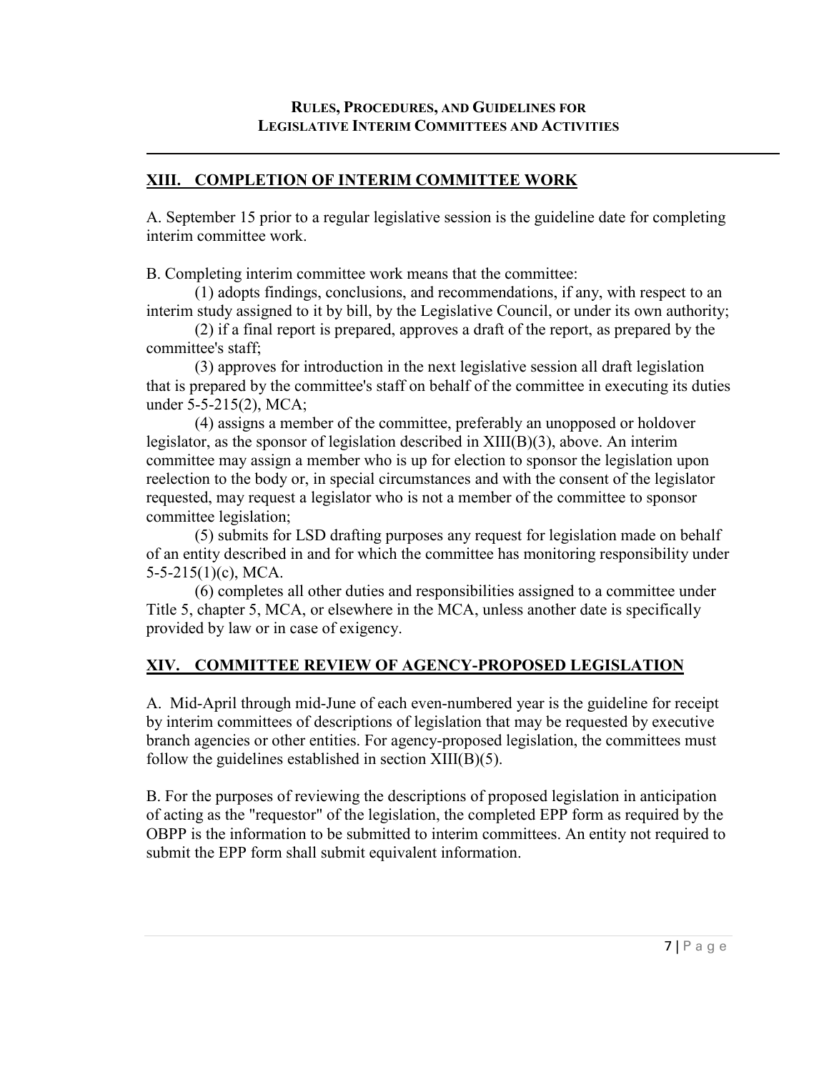## XIII. COMPLETION OF INTERIM COMMITTEE WORK

A. September 15 prior to a regular legislative session is the guideline date for completing interim committee work.

B. Completing interim committee work means that the committee:

(1) adopts findings, conclusions, and recommendations, if any, with respect to an interim study assigned to it by bill, by the Legislative Council, or under its own authority;

(2) if a final report is prepared, approves a draft of the report, as prepared by the committee's staff;

(3) approves for introduction in the next legislative session all draft legislation that is prepared by the committee's staff on behalf of the committee in executing its duties under 5-5-215(2), MCA;

(4) assigns a member of the committee, preferably an unopposed or holdover legislator, as the sponsor of legislation described in XIII(B)(3), above. An interim committee may assign a member who is up for election to sponsor the legislation upon reelection to the body or, in special circumstances and with the consent of the legislator requested, may request a legislator who is not a member of the committee to sponsor committee legislation;

(5) submits for LSD drafting purposes any request for legislation made on behalf of an entity described in and for which the committee has monitoring responsibility under 5-5-215(1)(c), MCA.

(6) completes all other duties and responsibilities assigned to a committee under Title 5, chapter 5, MCA, or elsewhere in the MCA, unless another date is specifically provided by law or in case of exigency.

## XIV. COMMITTEE REVIEW OF AGENCY-PROPOSED LEGISLATION

A. Mid-April through mid-June of each even-numbered year is the guideline for receipt by interim committees of descriptions of legislation that may be requested by executive branch agencies or other entities. For agency-proposed legislation, the committees must follow the guidelines established in section XIII(B)(5).

B. For the purposes of reviewing the descriptions of proposed legislation in anticipation of acting as the "requestor" of the legislation, the completed EPP form as required by the OBPP is the information to be submitted to interim committees. An entity not required to submit the EPP form shall submit equivalent information.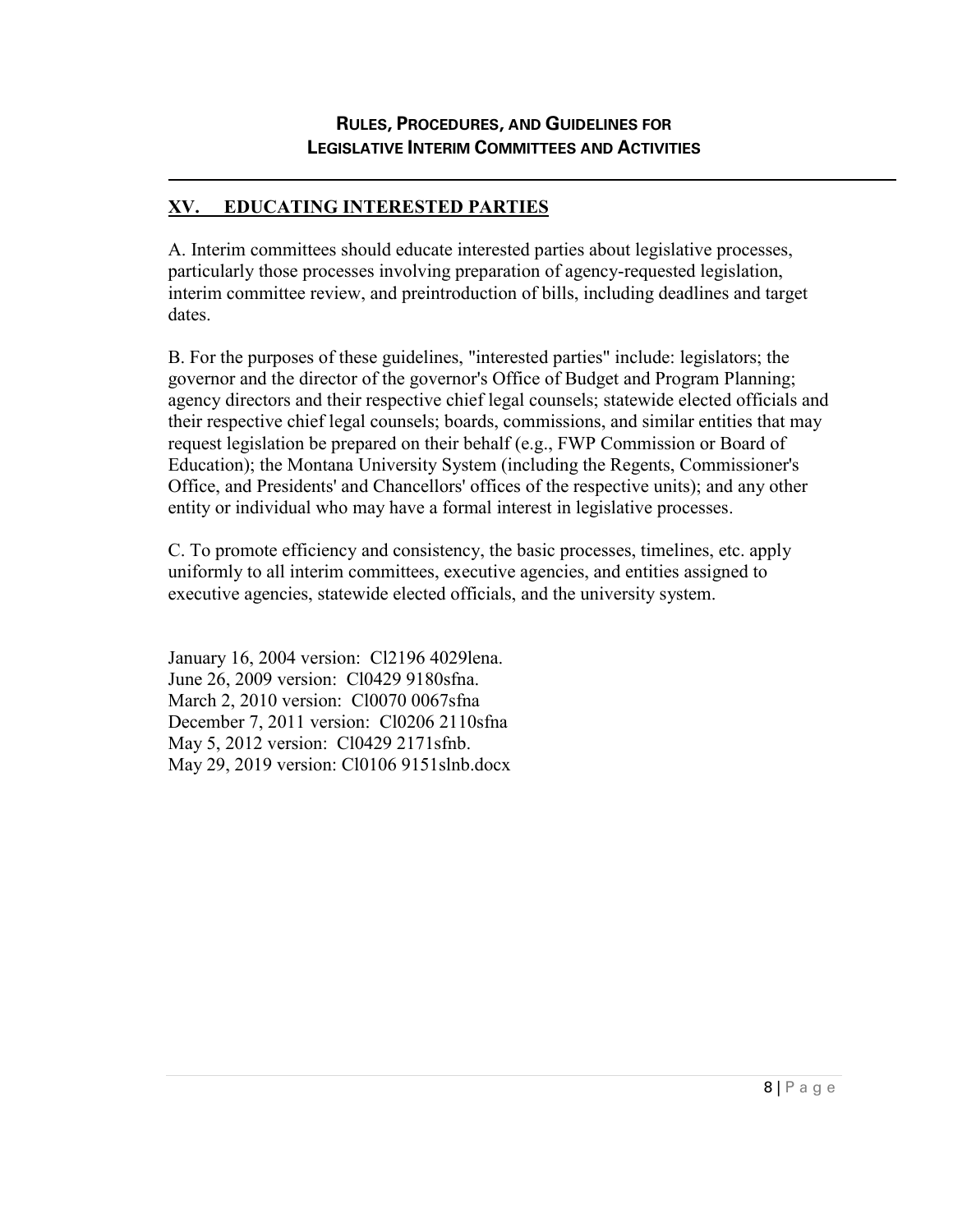## XV. EDUCATING INTERESTED PARTIES

A. Interim committees should educate interested parties about legislative processes, particularly those processes involving preparation of agency-requested legislation, interim committee review, and preintroduction of bills, including deadlines and target dates.

B. For the purposes of these guidelines, "interested parties" include: legislators; the governor and the director of the governor's Office of Budget and Program Planning; agency directors and their respective chief legal counsels; statewide elected officials and their respective chief legal counsels; boards, commissions, and similar entities that may request legislation be prepared on their behalf (e.g., FWP Commission or Board of Education); the Montana University System (including the Regents, Commissioner's Office, and Presidents' and Chancellors' offices of the respective units); and any other entity or individual who may have a formal interest in legislative processes.

C. To promote efficiency and consistency, the basic processes, timelines, etc. apply uniformly to all interim committees, executive agencies, and entities assigned to executive agencies, statewide elected officials, and the university system.

January 16, 2004 version: Cl2196 4029lena.
June 26, 2009 version: Cl0429 9180sfna.
March 2, 2010 version: Cl0070 0067sfna
December 7, 2011 version: Cl0206 2110sfna
May 5, 2012 version: Cl0429 2171sfnb.
May 29, 2019 version: Cl0106 9151slnb.docx